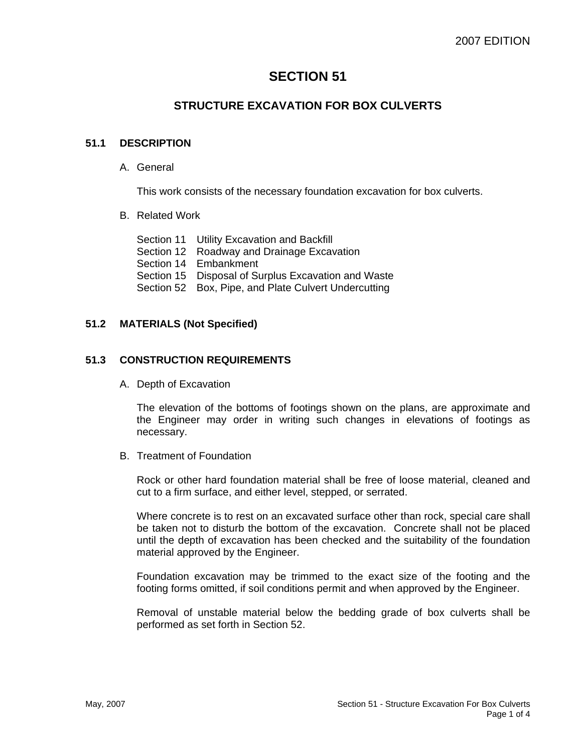2007 EDITION

# SECTION 51

## STRUCTURE EXCAVATION FOR BOX CULVERTS

### 51.1 DESCRIPTION

A. General

This work consists of the necessary foundation excavation for box culverts.

B. Related Work

Section 11 Utility Excavation and Backfill
Section 12 Roadway and Drainage Excavation
Section 14 Embankment
Section 15 Disposal of Surplus Excavation and Waste
Section 52 Box, Pipe, and Plate Culvert Undercutting

### 51.2 MATERIALS (Not Specified)

### 51.3 CONSTRUCTION REQUIREMENTS

A. Depth of Excavation

The elevation of the bottoms of footings shown on the plans, are approximate and the Engineer may order in writing such changes in elevations of footings as necessary.

B. Treatment of Foundation

Rock or other hard foundation material shall be free of loose material, cleaned and cut to a firm surface, and either level, stepped, or serrated.

Where concrete is to rest on an excavated surface other than rock, special care shall be taken not to disturb the bottom of the excavation. Concrete shall not be placed until the depth of excavation has been checked and the suitability of the foundation material approved by the Engineer.

Foundation excavation may be trimmed to the exact size of the footing and the footing forms omitted, if soil conditions permit and when approved by the Engineer.

Removal of unstable material below the bedding grade of box culverts shall be performed as set forth in Section 52.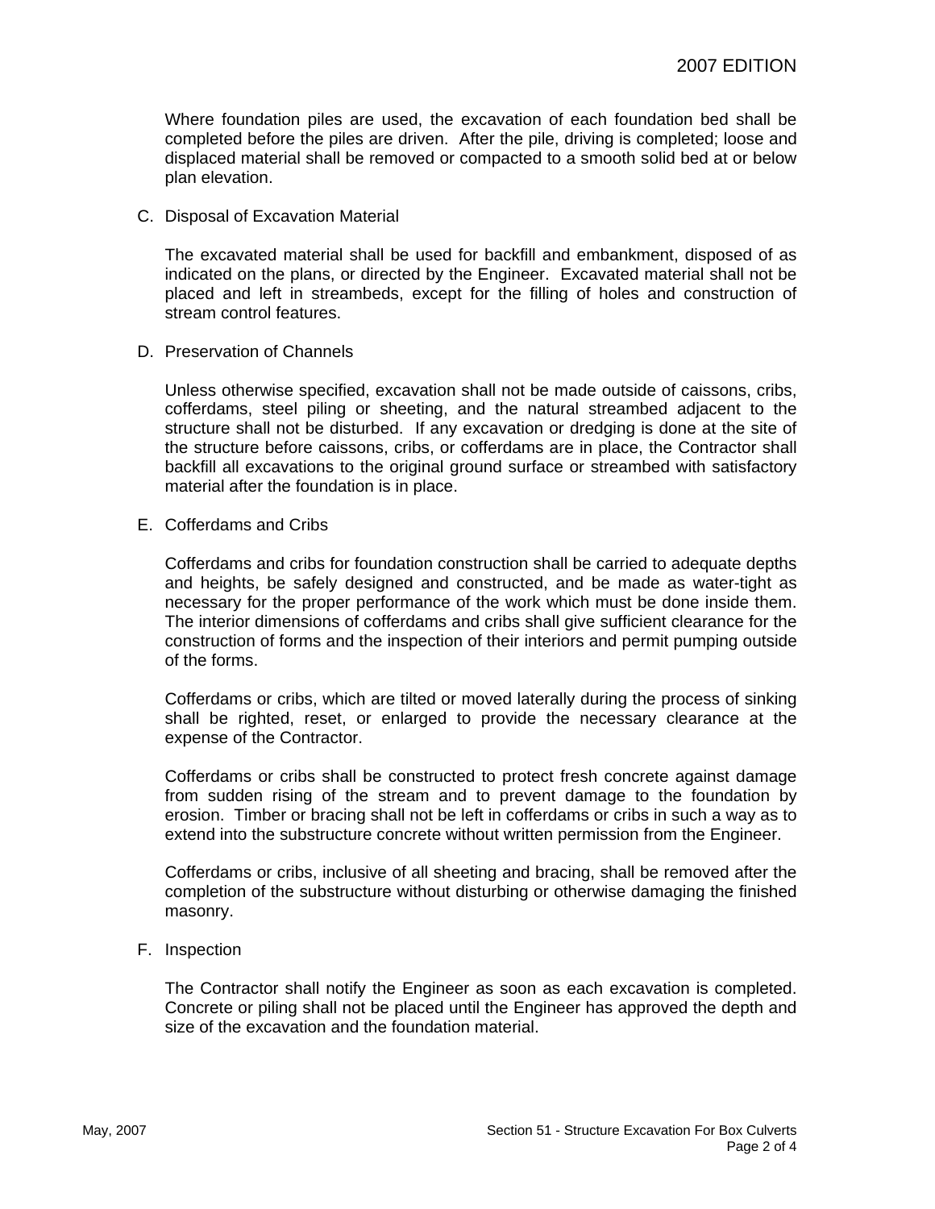Where foundation piles are used, the excavation of each foundation bed shall be completed before the piles are driven. After the pile, driving is completed; loose and displaced material shall be removed or compacted to a smooth solid bed at or below plan elevation.

C. Disposal of Excavation Material

The excavated material shall be used for backfill and embankment, disposed of as indicated on the plans, or directed by the Engineer. Excavated material shall not be placed and left in streambeds, except for the filling of holes and construction of stream control features.

D. Preservation of Channels

Unless otherwise specified, excavation shall not be made outside of caissons, cribs, cofferdams, steel piling or sheeting, and the natural streambed adjacent to the structure shall not be disturbed. If any excavation or dredging is done at the site of the structure before caissons, cribs, or cofferdams are in place, the Contractor shall backfill all excavations to the original ground surface or streambed with satisfactory material after the foundation is in place.

E. Cofferdams and Cribs

Cofferdams and cribs for foundation construction shall be carried to adequate depths and heights, be safely designed and constructed, and be made as water-tight as necessary for the proper performance of the work which must be done inside them. The interior dimensions of cofferdams and cribs shall give sufficient clearance for the construction of forms and the inspection of their interiors and permit pumping outside of the forms.

Cofferdams or cribs, which are tilted or moved laterally during the process of sinking shall be righted, reset, or enlarged to provide the necessary clearance at the expense of the Contractor.

Cofferdams or cribs shall be constructed to protect fresh concrete against damage from sudden rising of the stream and to prevent damage to the foundation by erosion. Timber or bracing shall not be left in cofferdams or cribs in such a way as to extend into the substructure concrete without written permission from the Engineer.

Cofferdams or cribs, inclusive of all sheeting and bracing, shall be removed after the completion of the substructure without disturbing or otherwise damaging the finished masonry.

F. Inspection

The Contractor shall notify the Engineer as soon as each excavation is completed. Concrete or piling shall not be placed until the Engineer has approved the depth and size of the excavation and the foundation material.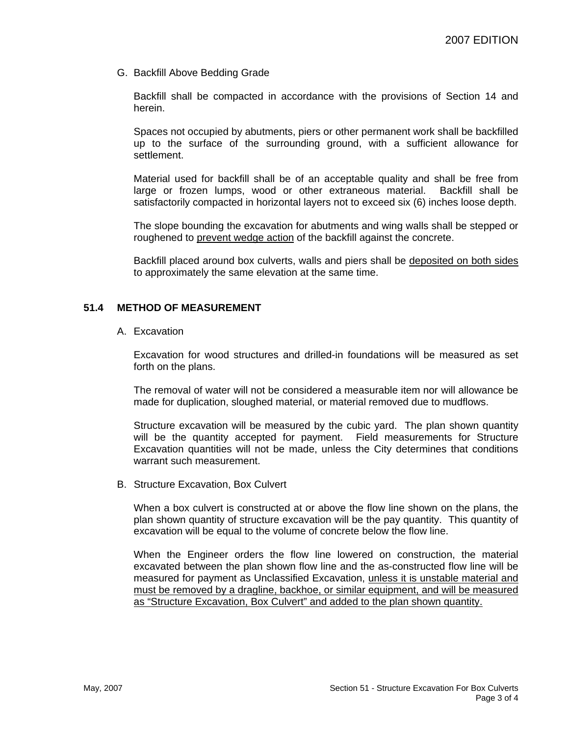G. Backfill Above Bedding Grade

Backfill shall be compacted in accordance with the provisions of Section 14 and herein.

Spaces not occupied by abutments, piers or other permanent work shall be backfilled up to the surface of the surrounding ground, with a sufficient allowance for settlement.

Material used for backfill shall be of an acceptable quality and shall be free from large or frozen lumps, wood or other extraneous material. Backfill shall be satisfactorily compacted in horizontal layers not to exceed six (6) inches loose depth.

The slope bounding the excavation for abutments and wing walls shall be stepped or roughened to <u>prevent wedge action</u> of the backfill against the concrete.

Backfill placed around box culverts, walls and piers shall be <u>deposited on both sides</u> to approximately the same elevation at the same time.

## 51.4 METHOD OF MEASUREMENT

A. Excavation

Excavation for wood structures and drilled-in foundations will be measured as set forth on the plans.

The removal of water will not be considered a measurable item nor will allowance be made for duplication, sloughed material, or material removed due to mudflows.

Structure excavation will be measured by the cubic yard. The plan shown quantity will be the quantity accepted for payment. Field measurements for Structure Excavation quantities will not be made, unless the City determines that conditions warrant such measurement.

B. Structure Excavation, Box Culvert

When a box culvert is constructed at or above the flow line shown on the plans, the plan shown quantity of structure excavation will be the pay quantity. This quantity of excavation will be equal to the volume of concrete below the flow line.

When the Engineer orders the flow line lowered on construction, the material excavated between the plan shown flow line and the as-constructed flow line will be measured for payment as Unclassified Excavation, <u>unless it is unstable material and must be removed by a dragline, backhoe, or similar equipment, and will be measured as "Structure Excavation, Box Culvert" and added to the plan shown quantity.</u>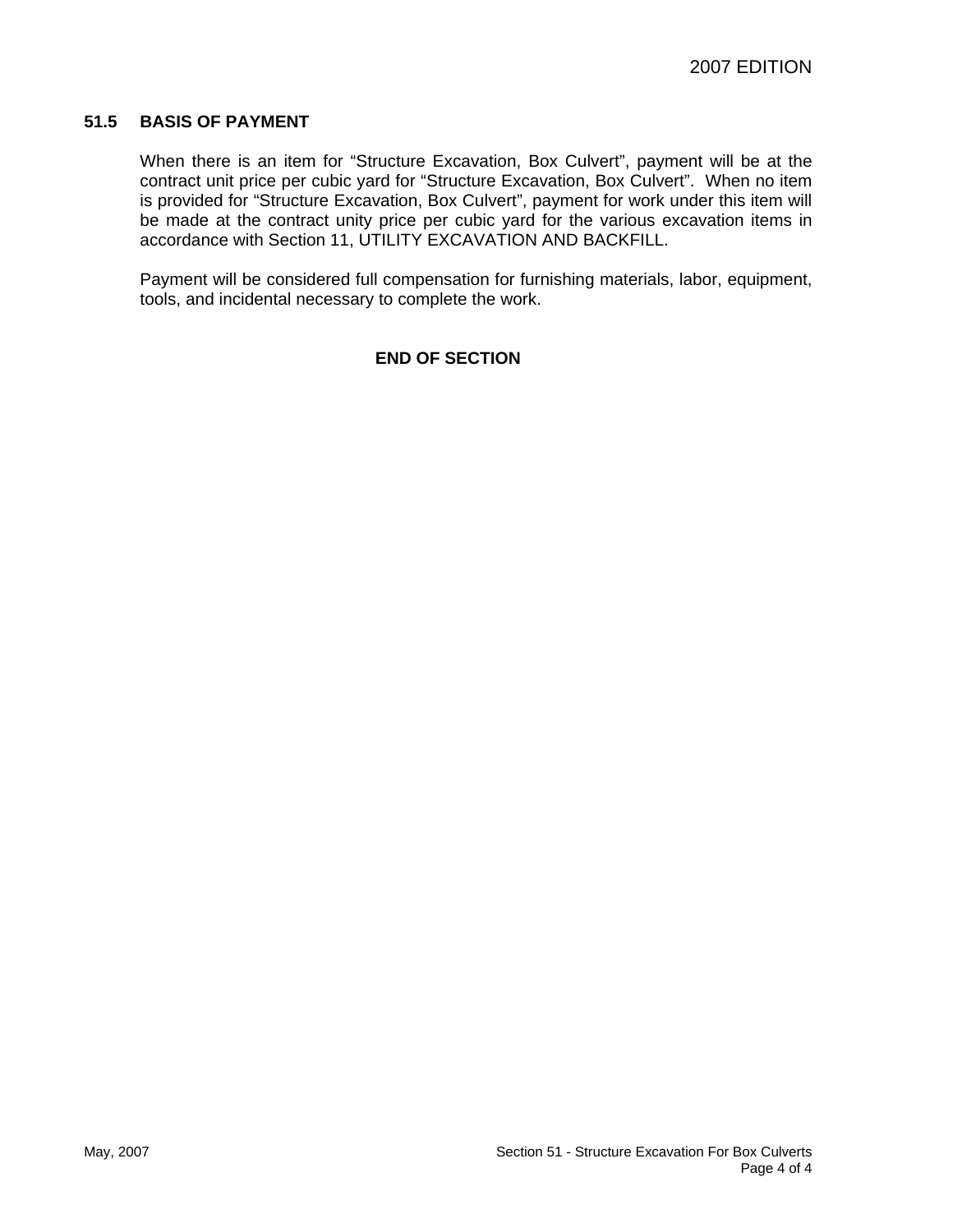## 51.5 BASIS OF PAYMENT

When there is an item for "Structure Excavation, Box Culvert", payment will be at the contract unit price per cubic yard for "Structure Excavation, Box Culvert". When no item is provided for "Structure Excavation, Box Culvert", payment for work under this item will be made at the contract unity price per cubic yard for the various excavation items in accordance with Section 11, UTILITY EXCAVATION AND BACKFILL.

Payment will be considered full compensation for furnishing materials, labor, equipment, tools, and incidental necessary to complete the work.

**END OF SECTION**